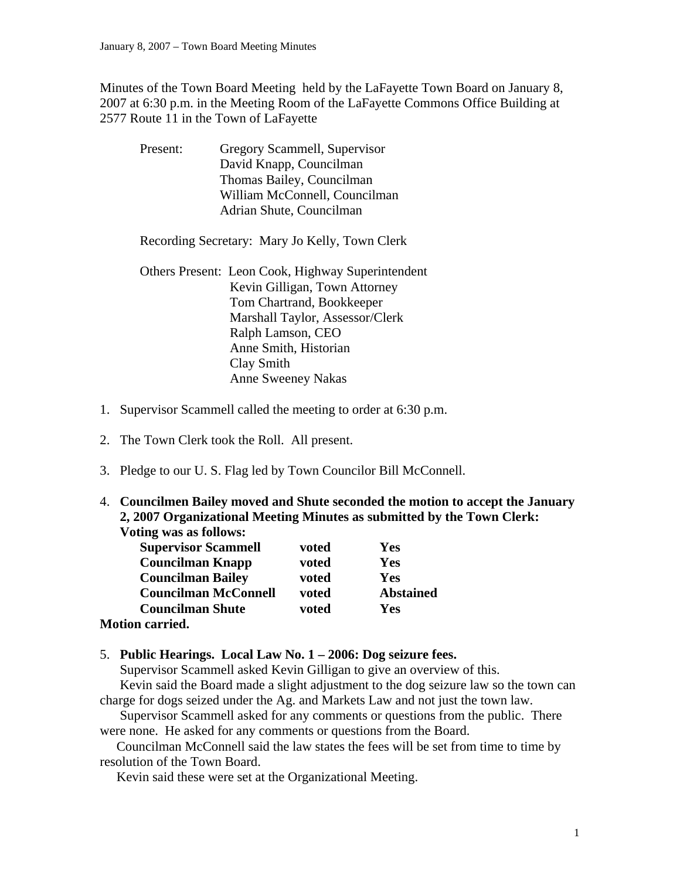Minutes of the Town Board Meeting held by the LaFayette Town Board on January 8, 2007 at 6:30 p.m. in the Meeting Room of the LaFayette Commons Office Building at 2577 Route 11 in the Town of LaFayette

Present: Gregory Scammell, Supervisor
David Knapp, Councilman
Thomas Bailey, Councilman
William McConnell, Councilman
Adrian Shute, Councilman

Recording Secretary: Mary Jo Kelly, Town Clerk

Others Present: Leon Cook, Highway Superintendent
Kevin Gilligan, Town Attorney
Tom Chartrand, Bookkeeper
Marshall Taylor, Assessor/Clerk
Ralph Lamson, CEO
Anne Smith, Historian
Clay Smith
Anne Sweeney Nakas

1. Supervisor Scammell called the meeting to order at 6:30 p.m.

2. The Town Clerk took the Roll. All present.

3. Pledge to our U. S. Flag led by Town Councilor Bill McConnell.

4. **Councilmen Bailey moved and Shute seconded the motion to accept the January 2, 2007 Organizational Meeting Minutes as submitted by the Town Clerk: Voting was as follows:**

| | | |
|---|---|---|
| **Supervisor Scammell** | **voted** | **Yes** |
| **Councilman Knapp** | **voted** | **Yes** |
| **Councilman Bailey** | **voted** | **Yes** |
| **Councilman McConnell** | **voted** | **Abstained** |
| **Councilman Shute** | **voted** | **Yes** |

**Motion carried.**

5. **Public Hearings. Local Law No. 1 – 2006: Dog seizure fees.**

Supervisor Scammell asked Kevin Gilligan to give an overview of this.

Kevin said the Board made a slight adjustment to the dog seizure law so the town can charge for dogs seized under the Ag. and Markets Law and not just the town law.

Supervisor Scammell asked for any comments or questions from the public. There were none. He asked for any comments or questions from the Board.

Councilman McConnell said the law states the fees will be set from time to time by resolution of the Town Board.

Kevin said these were set at the Organizational Meeting.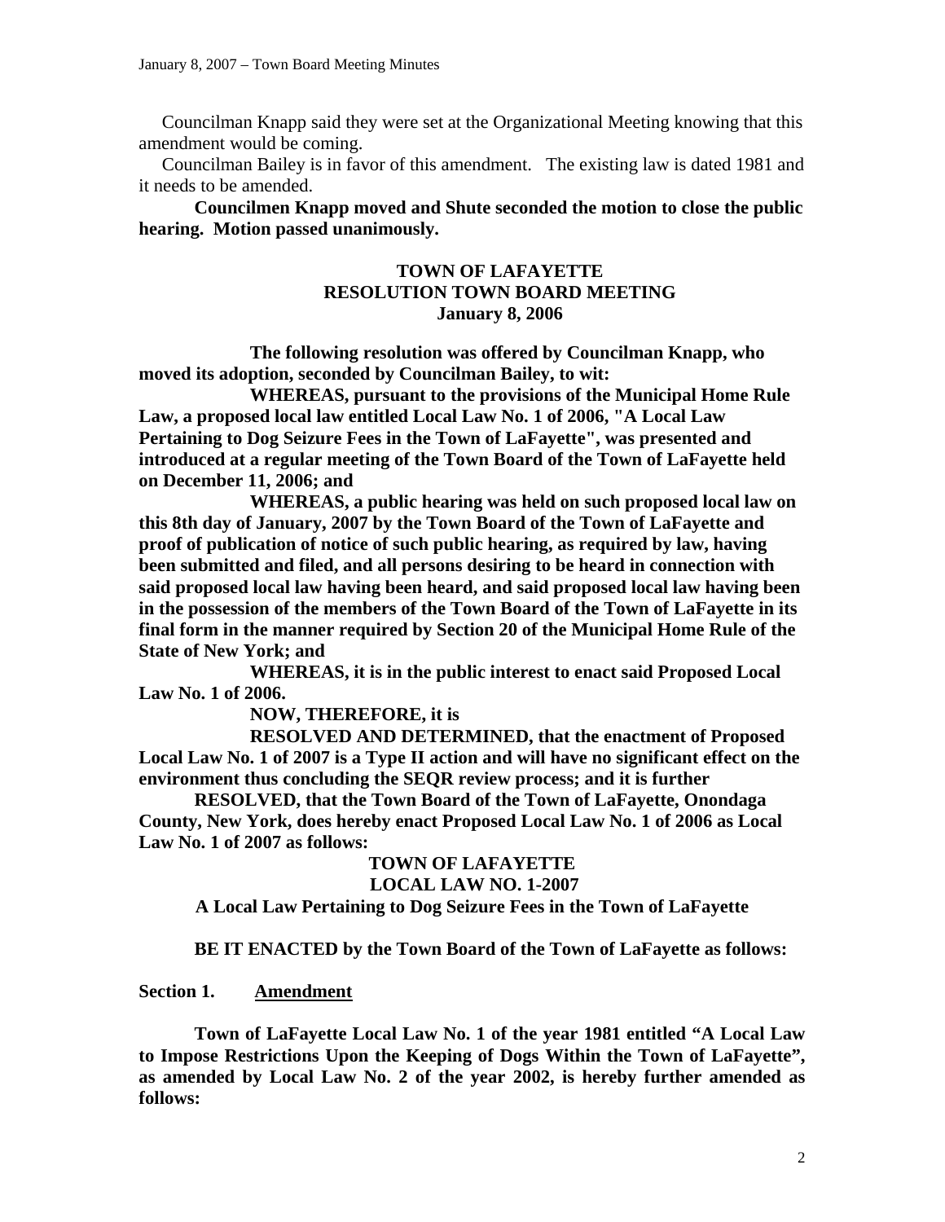Councilman Knapp said they were set at the Organizational Meeting knowing that this amendment would be coming.

Councilman Bailey is in favor of this amendment. The existing law is dated 1981 and it needs to be amended.

**Councilmen Knapp moved and Shute seconded the motion to close the public hearing. Motion passed unanimously.**

**TOWN OF LAFAYETTE**
**RESOLUTION TOWN BOARD MEETING**
**January 8, 2006**

**The following resolution was offered by Councilman Knapp, who moved its adoption, seconded by Councilman Bailey, to wit:**

**WHEREAS, pursuant to the provisions of the Municipal Home Rule Law, a proposed local law entitled Local Law No. 1 of 2006, "A Local Law Pertaining to Dog Seizure Fees in the Town of LaFayette", was presented and introduced at a regular meeting of the Town Board of the Town of LaFayette held on December 11, 2006; and**

**WHEREAS, a public hearing was held on such proposed local law on this 8th day of January, 2007 by the Town Board of the Town of LaFayette and proof of publication of notice of such public hearing, as required by law, having been submitted and filed, and all persons desiring to be heard in connection with said proposed local law having been heard, and said proposed local law having been in the possession of the members of the Town Board of the Town of LaFayette in its final form in the manner required by Section 20 of the Municipal Home Rule of the State of New York; and**

**WHEREAS, it is in the public interest to enact said Proposed Local Law No. 1 of 2006.**

**NOW, THEREFORE, it is**

**RESOLVED AND DETERMINED, that the enactment of Proposed Local Law No. 1 of 2007 is a Type II action and will have no significant effect on the environment thus concluding the SEQR review process; and it is further**

**RESOLVED, that the Town Board of the Town of LaFayette, Onondaga County, New York, does hereby enact Proposed Local Law No. 1 of 2006 as Local Law No. 1 of 2007 as follows:**

**TOWN OF LAFAYETTE**
**LOCAL LAW NO. 1-2007**
**A Local Law Pertaining to Dog Seizure Fees in the Town of LaFayette**

**BE IT ENACTED by the Town Board of the Town of LaFayette as follows:**

**Section 1. Amendment**

**Town of LaFayette Local Law No. 1 of the year 1981 entitled "A Local Law to Impose Restrictions Upon the Keeping of Dogs Within the Town of LaFayette", as amended by Local Law No. 2 of the year 2002, is hereby further amended as follows:**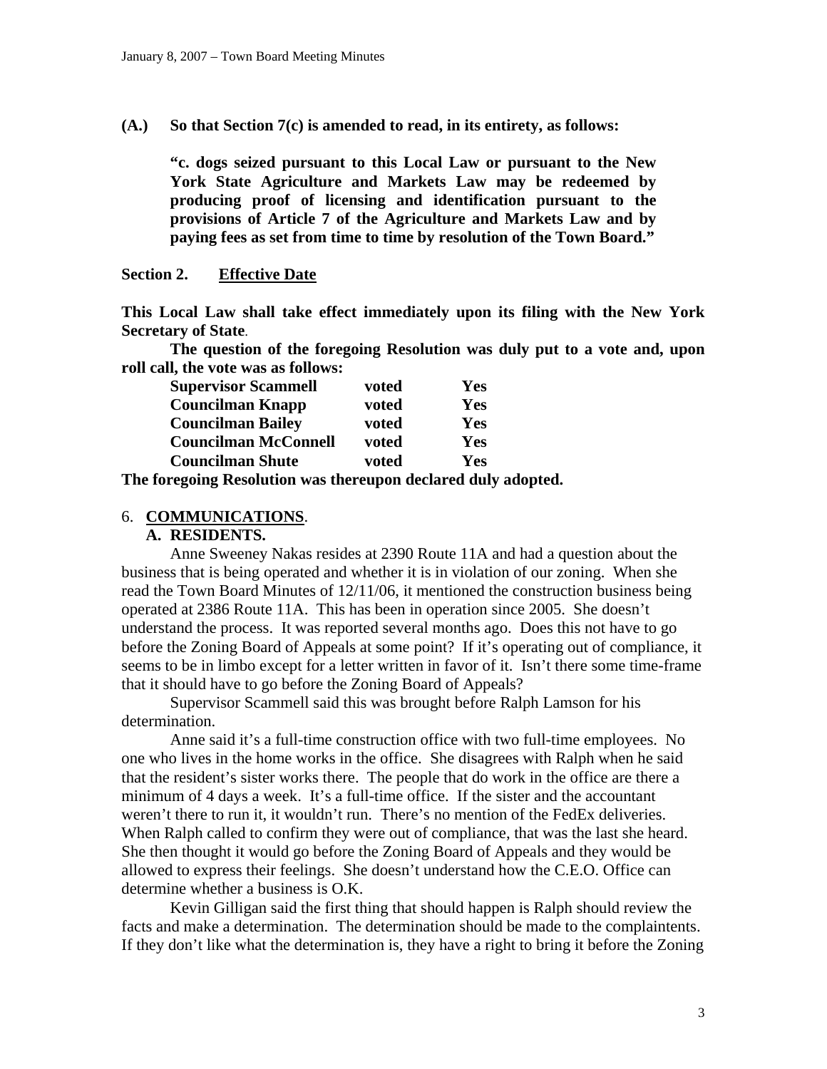**(A.) So that Section 7(c) is amended to read, in its entirety, as follows:**

**"c. dogs seized pursuant to this Local Law or pursuant to the New York State Agriculture and Markets Law may be redeemed by producing proof of licensing and identification pursuant to the provisions of Article 7 of the Agriculture and Markets Law and by paying fees as set from time to time by resolution of the Town Board."**

**Section 2. <u>Effective Date</u>**

**This Local Law shall take effect immediately upon its filing with the New York Secretary of State**.

**The question of the foregoing Resolution was duly put to a vote and, upon roll call, the vote was as follows:**

| | | |
|---|---|---|
| **Supervisor Scammell** | **voted** | **Yes** |
| **Councilman Knapp** | **voted** | **Yes** |
| **Councilman Bailey** | **voted** | **Yes** |
| **Councilman McConnell** | **voted** | **Yes** |
| **Councilman Shute** | **voted** | **Yes** |

**The foregoing Resolution was thereupon declared duly adopted.**

## 6. <u>COMMUNICATIONS</u>.

### A. RESIDENTS.

Anne Sweeney Nakas resides at 2390 Route 11A and had a question about the business that is being operated and whether it is in violation of our zoning. When she read the Town Board Minutes of 12/11/06, it mentioned the construction business being operated at 2386 Route 11A. This has been in operation since 2005. She doesn't understand the process. It was reported several months ago. Does this not have to go before the Zoning Board of Appeals at some point? If it's operating out of compliance, it seems to be in limbo except for a letter written in favor of it. Isn't there some time-frame that it should have to go before the Zoning Board of Appeals?

Supervisor Scammell said this was brought before Ralph Lamson for his determination.

Anne said it's a full-time construction office with two full-time employees. No one who lives in the home works in the office. She disagrees with Ralph when he said that the resident's sister works there. The people that do work in the office are there a minimum of 4 days a week. It's a full-time office. If the sister and the accountant weren't there to run it, it wouldn't run. There's no mention of the FedEx deliveries. When Ralph called to confirm they were out of compliance, that was the last she heard. She then thought it would go before the Zoning Board of Appeals and they would be allowed to express their feelings. She doesn't understand how the C.E.O. Office can determine whether a business is O.K.

Kevin Gilligan said the first thing that should happen is Ralph should review the facts and make a determination. The determination should be made to the complaintents. If they don't like what the determination is, they have a right to bring it before the Zoning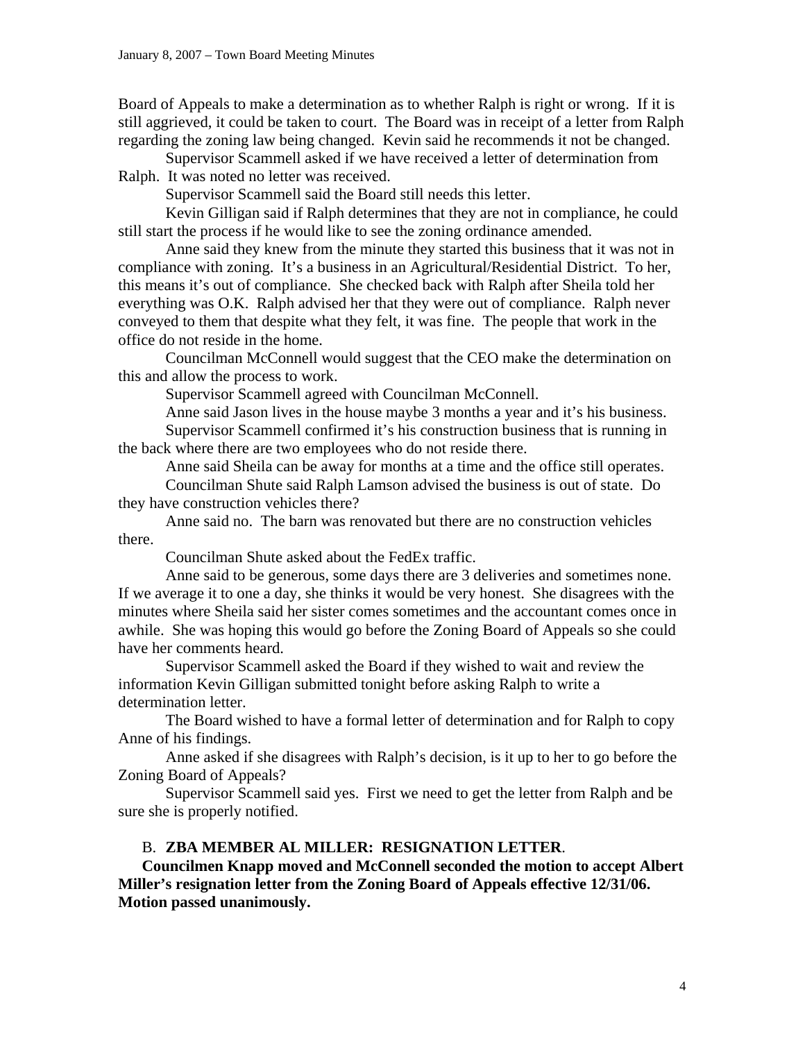Board of Appeals to make a determination as to whether Ralph is right or wrong. If it is still aggrieved, it could be taken to court. The Board was in receipt of a letter from Ralph regarding the zoning law being changed. Kevin said he recommends it not be changed.

Supervisor Scammell asked if we have received a letter of determination from Ralph. It was noted no letter was received.

Supervisor Scammell said the Board still needs this letter.

Kevin Gilligan said if Ralph determines that they are not in compliance, he could still start the process if he would like to see the zoning ordinance amended.

Anne said they knew from the minute they started this business that it was not in compliance with zoning. It's a business in an Agricultural/Residential District. To her, this means it's out of compliance. She checked back with Ralph after Sheila told her everything was O.K. Ralph advised her that they were out of compliance. Ralph never conveyed to them that despite what they felt, it was fine. The people that work in the office do not reside in the home.

Councilman McConnell would suggest that the CEO make the determination on this and allow the process to work.

Supervisor Scammell agreed with Councilman McConnell.

Anne said Jason lives in the house maybe 3 months a year and it's his business.

Supervisor Scammell confirmed it's his construction business that is running in the back where there are two employees who do not reside there.

Anne said Sheila can be away for months at a time and the office still operates.

Councilman Shute said Ralph Lamson advised the business is out of state. Do they have construction vehicles there?

Anne said no. The barn was renovated but there are no construction vehicles there.

Councilman Shute asked about the FedEx traffic.

Anne said to be generous, some days there are 3 deliveries and sometimes none. If we average it to one a day, she thinks it would be very honest. She disagrees with the minutes where Sheila said her sister comes sometimes and the accountant comes once in awhile. She was hoping this would go before the Zoning Board of Appeals so she could have her comments heard.

Supervisor Scammell asked the Board if they wished to wait and review the information Kevin Gilligan submitted tonight before asking Ralph to write a determination letter.

The Board wished to have a formal letter of determination and for Ralph to copy Anne of his findings.

Anne asked if she disagrees with Ralph's decision, is it up to her to go before the Zoning Board of Appeals?

Supervisor Scammell said yes. First we need to get the letter from Ralph and be sure she is properly notified.

B. **ZBA MEMBER AL MILLER: RESIGNATION LETTER**.

**Councilmen Knapp moved and McConnell seconded the motion to accept Albert Miller's resignation letter from the Zoning Board of Appeals effective 12/31/06. Motion passed unanimously.**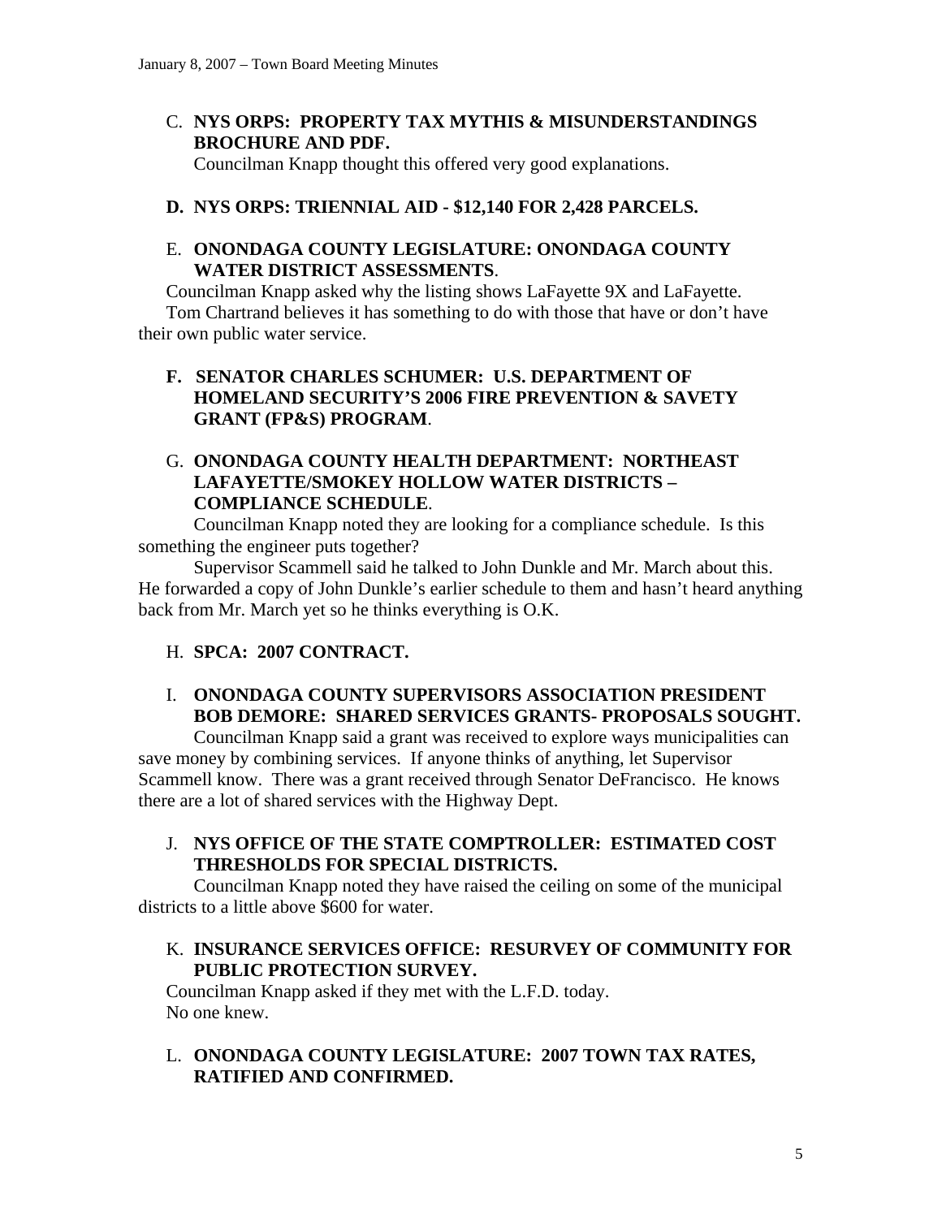C. **NYS ORPS: PROPERTY TAX MYTHIS & MISUNDERSTANDINGS BROCHURE AND PDF.**

Councilman Knapp thought this offered very good explanations.

**D. NYS ORPS: TRIENNIAL AID - $12,140 FOR 2,428 PARCELS.**

E. **ONONDAGA COUNTY LEGISLATURE: ONONDAGA COUNTY WATER DISTRICT ASSESSMENTS**.

Councilman Knapp asked why the listing shows LaFayette 9X and LaFayette.

Tom Chartrand believes it has something to do with those that have or don't have their own public water service.

**F. SENATOR CHARLES SCHUMER: U.S. DEPARTMENT OF HOMELAND SECURITY'S 2006 FIRE PREVENTION & SAVETY GRANT (FP&S) PROGRAM**.

G. **ONONDAGA COUNTY HEALTH DEPARTMENT: NORTHEAST LAFAYETTE/SMOKEY HOLLOW WATER DISTRICTS – COMPLIANCE SCHEDULE**.

Councilman Knapp noted they are looking for a compliance schedule. Is this something the engineer puts together?

Supervisor Scammell said he talked to John Dunkle and Mr. March about this. He forwarded a copy of John Dunkle's earlier schedule to them and hasn't heard anything back from Mr. March yet so he thinks everything is O.K.

H. **SPCA: 2007 CONTRACT.**

I. **ONONDAGA COUNTY SUPERVISORS ASSOCIATION PRESIDENT BOB DEMORE: SHARED SERVICES GRANTS- PROPOSALS SOUGHT.**

Councilman Knapp said a grant was received to explore ways municipalities can save money by combining services. If anyone thinks of anything, let Supervisor Scammell know. There was a grant received through Senator DeFrancisco. He knows there are a lot of shared services with the Highway Dept.

J. **NYS OFFICE OF THE STATE COMPTROLLER: ESTIMATED COST THRESHOLDS FOR SPECIAL DISTRICTS.**

Councilman Knapp noted they have raised the ceiling on some of the municipal districts to a little above $600 for water.

K. **INSURANCE SERVICES OFFICE: RESURVEY OF COMMUNITY FOR PUBLIC PROTECTION SURVEY.**

Councilman Knapp asked if they met with the L.F.D. today.

No one knew.

L. **ONONDAGA COUNTY LEGISLATURE: 2007 TOWN TAX RATES, RATIFIED AND CONFIRMED.**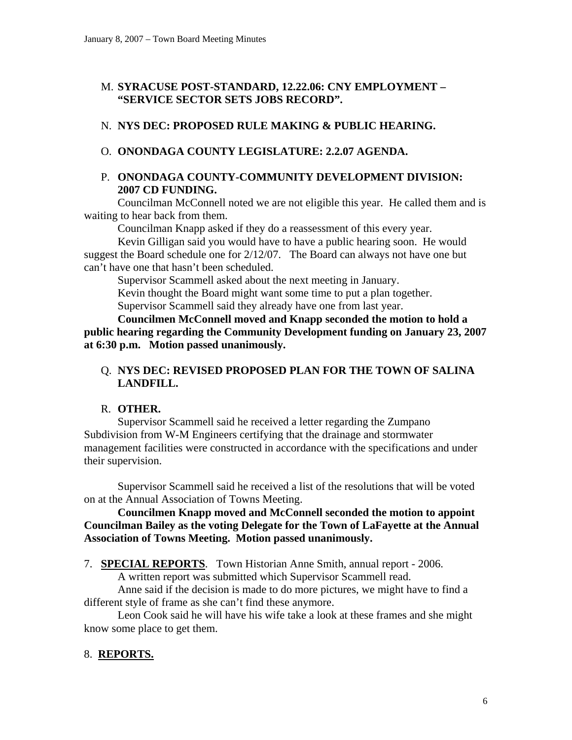M. **SYRACUSE POST-STANDARD, 12.22.06: CNY EMPLOYMENT – "SERVICE SECTOR SETS JOBS RECORD".**

N. **NYS DEC: PROPOSED RULE MAKING & PUBLIC HEARING.**

O. **ONONDAGA COUNTY LEGISLATURE: 2.2.07 AGENDA.**

P. **ONONDAGA COUNTY-COMMUNITY DEVELOPMENT DIVISION: 2007 CD FUNDING.**

Councilman McConnell noted we are not eligible this year. He called them and is waiting to hear back from them.

Councilman Knapp asked if they do a reassessment of this every year.

Kevin Gilligan said you would have to have a public hearing soon. He would suggest the Board schedule one for 2/12/07. The Board can always not have one but can't have one that hasn't been scheduled.

Supervisor Scammell asked about the next meeting in January.

Kevin thought the Board might want some time to put a plan together.

Supervisor Scammell said they already have one from last year.

**Councilmen McConnell moved and Knapp seconded the motion to hold a public hearing regarding the Community Development funding on January 23, 2007 at 6:30 p.m. Motion passed unanimously.**

Q. **NYS DEC: REVISED PROPOSED PLAN FOR THE TOWN OF SALINA LANDFILL.**

R. **OTHER.**

Supervisor Scammell said he received a letter regarding the Zumpano Subdivision from W-M Engineers certifying that the drainage and stormwater management facilities were constructed in accordance with the specifications and under their supervision.

Supervisor Scammell said he received a list of the resolutions that will be voted on at the Annual Association of Towns Meeting.

**Councilmen Knapp moved and McConnell seconded the motion to appoint Councilman Bailey as the voting Delegate for the Town of LaFayette at the Annual Association of Towns Meeting. Motion passed unanimously.**

7. **SPECIAL REPORTS**. Town Historian Anne Smith, annual report - 2006.

A written report was submitted which Supervisor Scammell read.

Anne said if the decision is made to do more pictures, we might have to find a different style of frame as she can't find these anymore.

Leon Cook said he will have his wife take a look at these frames and she might know some place to get them.

8. **REPORTS.**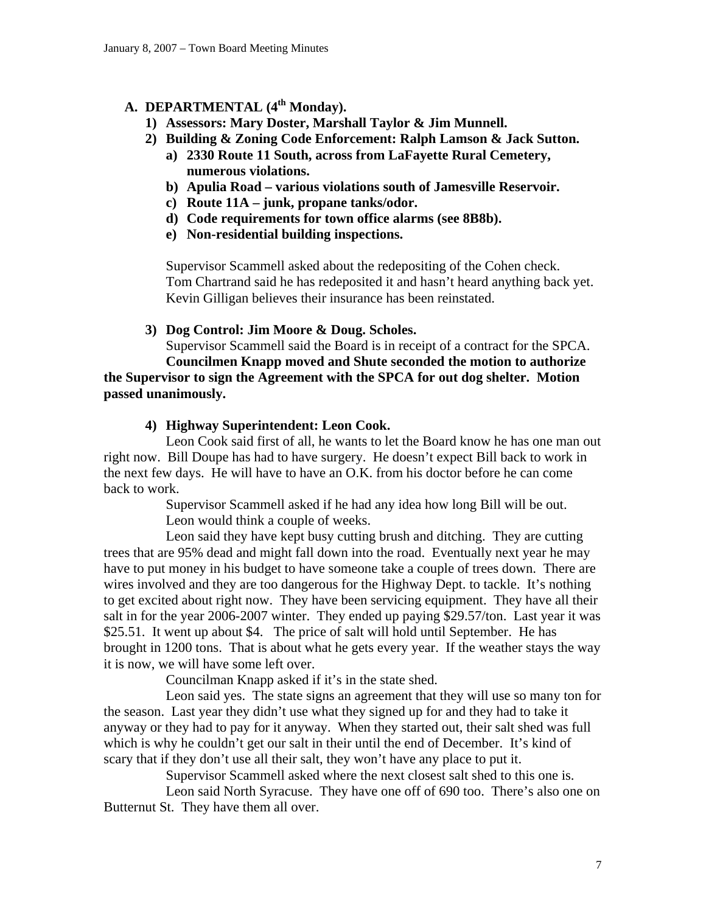## A. DEPARTMENTAL (4th Monday).

**1) Assessors: Mary Doster, Marshall Taylor & Jim Munnell.**

**2) Building & Zoning Code Enforcement: Ralph Lamson & Jack Sutton.**

**a) 2330 Route 11 South, across from LaFayette Rural Cemetery, numerous violations.**

**b) Apulia Road – various violations south of Jamesville Reservoir.**

**c) Route 11A – junk, propane tanks/odor.**

**d) Code requirements for town office alarms (see 8B8b).**

**e) Non-residential building inspections.**

Supervisor Scammell asked about the redepositing of the Cohen check. Tom Chartrand said he has redeposited it and hasn't heard anything back yet. Kevin Gilligan believes their insurance has been reinstated.

**3) Dog Control: Jim Moore & Doug. Scholes.**

Supervisor Scammell said the Board is in receipt of a contract for the SPCA.

**Councilmen Knapp moved and Shute seconded the motion to authorize the Supervisor to sign the Agreement with the SPCA for out dog shelter. Motion passed unanimously.**

**4) Highway Superintendent: Leon Cook.**

Leon Cook said first of all, he wants to let the Board know he has one man out right now. Bill Doupe has had to have surgery. He doesn't expect Bill back to work in the next few days. He will have to have an O.K. from his doctor before he can come back to work.

Supervisor Scammell asked if he had any idea how long Bill will be out.

Leon would think a couple of weeks.

Leon said they have kept busy cutting brush and ditching. They are cutting trees that are 95% dead and might fall down into the road. Eventually next year he may have to put money in his budget to have someone take a couple of trees down. There are wires involved and they are too dangerous for the Highway Dept. to tackle. It's nothing to get excited about right now. They have been servicing equipment. They have all their salt in for the year 2006-2007 winter. They ended up paying $29.57/ton. Last year it was $25.51. It went up about $4. The price of salt will hold until September. He has brought in 1200 tons. That is about what he gets every year. If the weather stays the way it is now, we will have some left over.

Councilman Knapp asked if it's in the state shed.

Leon said yes. The state signs an agreement that they will use so many ton for the season. Last year they didn't use what they signed up for and they had to take it anyway or they had to pay for it anyway. When they started out, their salt shed was full which is why he couldn't get our salt in their until the end of December. It's kind of scary that if they don't use all their salt, they won't have any place to put it.

Supervisor Scammell asked where the next closest salt shed to this one is.

Leon said North Syracuse. They have one off of 690 too. There's also one on Butternut St. They have them all over.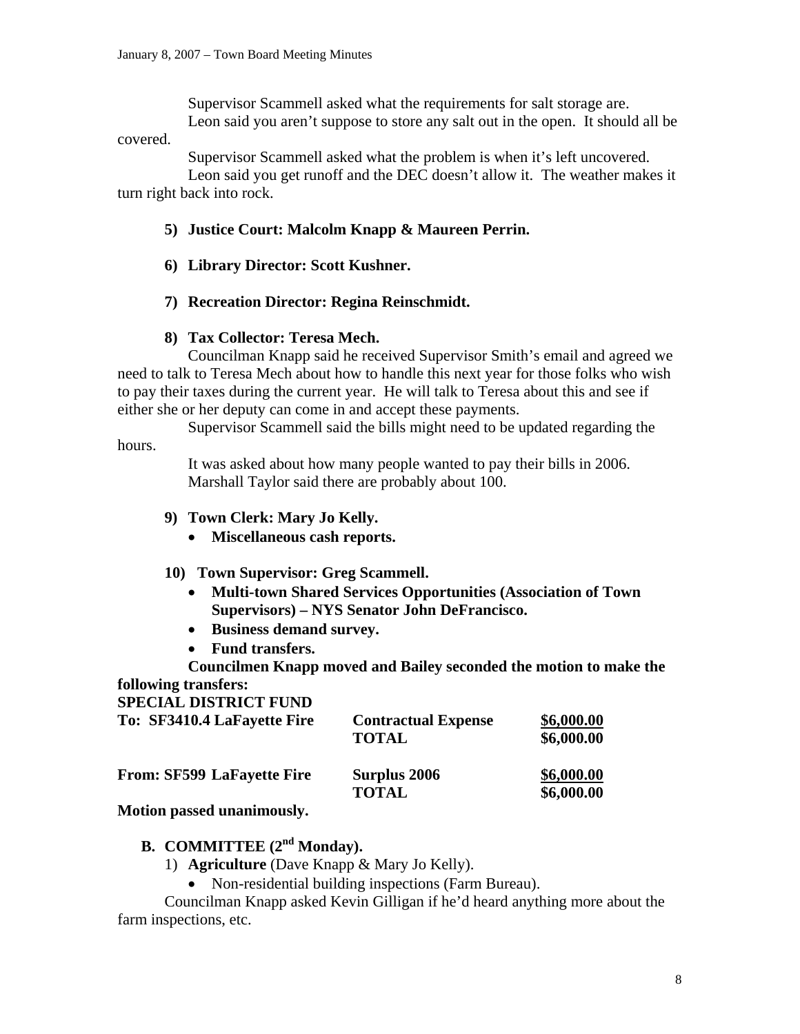Supervisor Scammell asked what the requirements for salt storage are.

Leon said you aren't suppose to store any salt out in the open. It should all be covered.

Supervisor Scammell asked what the problem is when it's left uncovered.

Leon said you get runoff and the DEC doesn't allow it. The weather makes it turn right back into rock.

5) **Justice Court: Malcolm Knapp & Maureen Perrin.**

6) **Library Director: Scott Kushner.**

7) **Recreation Director: Regina Reinschmidt.**

8) **Tax Collector: Teresa Mech.**

Councilman Knapp said he received Supervisor Smith's email and agreed we need to talk to Teresa Mech about how to handle this next year for those folks who wish to pay their taxes during the current year. He will talk to Teresa about this and see if either she or her deputy can come in and accept these payments.

Supervisor Scammell said the bills might need to be updated regarding the hours.

It was asked about how many people wanted to pay their bills in 2006.

Marshall Taylor said there are probably about 100.

9) **Town Clerk: Mary Jo Kelly.**
   - **Miscellaneous cash reports.**

10) **Town Supervisor: Greg Scammell.**
   - **Multi-town Shared Services Opportunities (Association of Town Supervisors) – NYS Senator John DeFrancisco.**
   - **Business demand survey.**
   - **Fund transfers.**

**Councilmen Knapp moved and Bailey seconded the motion to make the following transfers:**

**SPECIAL DISTRICT FUND**

| | | |
|---|---|---|
| **To: SF3410.4 LaFayette Fire** | **Contractual Expense** | **$6,000.00** |
| | **TOTAL** | **$6,000.00** |
| **From: SF599 LaFayette Fire** | **Surplus 2006** | **$6,000.00** |
| | **TOTAL** | **$6,000.00** |

**Motion passed unanimously.**

**B. COMMITTEE (2nd Monday).**

1) **Agriculture** (Dave Knapp & Mary Jo Kelly).
   - Non-residential building inspections (Farm Bureau).

Councilman Knapp asked Kevin Gilligan if he'd heard anything more about the farm inspections, etc.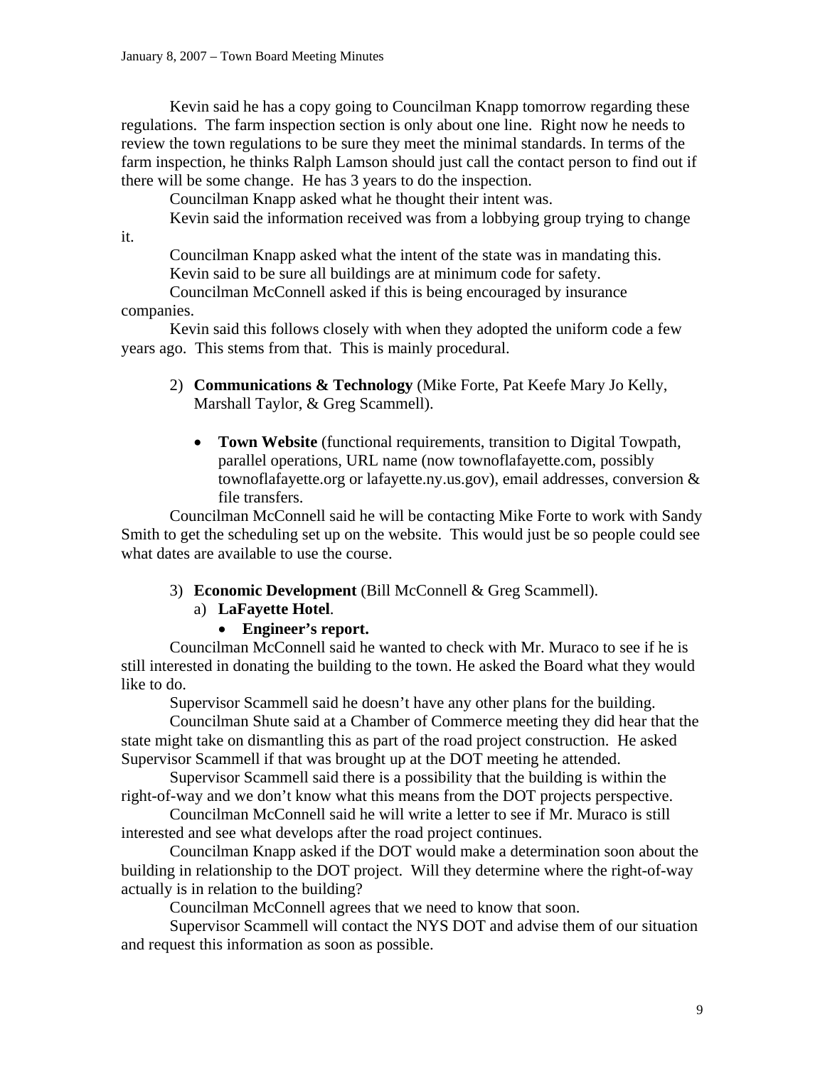Kevin said he has a copy going to Councilman Knapp tomorrow regarding these regulations. The farm inspection section is only about one line. Right now he needs to review the town regulations to be sure they meet the minimal standards. In terms of the farm inspection, he thinks Ralph Lamson should just call the contact person to find out if there will be some change. He has 3 years to do the inspection.

Councilman Knapp asked what he thought their intent was.

Kevin said the information received was from a lobbying group trying to change it.

Councilman Knapp asked what the intent of the state was in mandating this.

Kevin said to be sure all buildings are at minimum code for safety.

Councilman McConnell asked if this is being encouraged by insurance companies.

Kevin said this follows closely with when they adopted the uniform code a few years ago. This stems from that. This is mainly procedural.

2) **Communications & Technology** (Mike Forte, Pat Keefe Mary Jo Kelly, Marshall Taylor, & Greg Scammell).

- **Town Website** (functional requirements, transition to Digital Towpath, parallel operations, URL name (now townoflafayette.com, possibly townoflafayette.org or lafayette.ny.us.gov), email addresses, conversion & file transfers.

Councilman McConnell said he will be contacting Mike Forte to work with Sandy Smith to get the scheduling set up on the website. This would just be so people could see what dates are available to use the course.

3) **Economic Development** (Bill McConnell & Greg Scammell).

a) **LaFayette Hotel**.

- **Engineer's report.**

Councilman McConnell said he wanted to check with Mr. Muraco to see if he is still interested in donating the building to the town. He asked the Board what they would like to do.

Supervisor Scammell said he doesn't have any other plans for the building.

Councilman Shute said at a Chamber of Commerce meeting they did hear that the state might take on dismantling this as part of the road project construction. He asked Supervisor Scammell if that was brought up at the DOT meeting he attended.

Supervisor Scammell said there is a possibility that the building is within the right-of-way and we don't know what this means from the DOT projects perspective.

Councilman McConnell said he will write a letter to see if Mr. Muraco is still interested and see what develops after the road project continues.

Councilman Knapp asked if the DOT would make a determination soon about the building in relationship to the DOT project. Will they determine where the right-of-way actually is in relation to the building?

Councilman McConnell agrees that we need to know that soon.

Supervisor Scammell will contact the NYS DOT and advise them of our situation and request this information as soon as possible.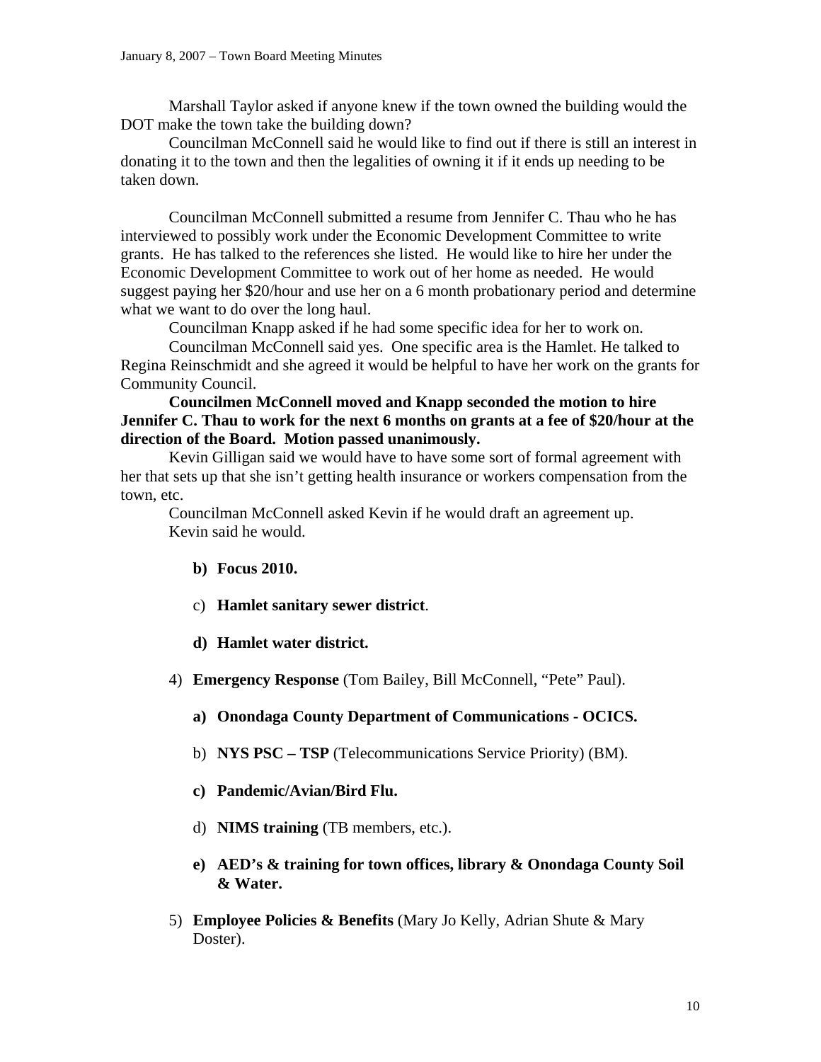Marshall Taylor asked if anyone knew if the town owned the building would the DOT make the town take the building down?

Councilman McConnell said he would like to find out if there is still an interest in donating it to the town and then the legalities of owning it if it ends up needing to be taken down.

Councilman McConnell submitted a resume from Jennifer C. Thau who he has interviewed to possibly work under the Economic Development Committee to write grants. He has talked to the references she listed. He would like to hire her under the Economic Development Committee to work out of her home as needed. He would suggest paying her $20/hour and use her on a 6 month probationary period and determine what we want to do over the long haul.

Councilman Knapp asked if he had some specific idea for her to work on.

Councilman McConnell said yes. One specific area is the Hamlet. He talked to Regina Reinschmidt and she agreed it would be helpful to have her work on the grants for Community Council.

**Councilmen McConnell moved and Knapp seconded the motion to hire Jennifer C. Thau to work for the next 6 months on grants at a fee of $20/hour at the direction of the Board. Motion passed unanimously.**

Kevin Gilligan said we would have to have some sort of formal agreement with her that sets up that she isn't getting health insurance or workers compensation from the town, etc.

Councilman McConnell asked Kevin if he would draft an agreement up.

Kevin said he would.

b) **Focus 2010.**

c) **Hamlet sanitary sewer district**.

d) **Hamlet water district.**

4) **Emergency Response** (Tom Bailey, Bill McConnell, "Pete" Paul).

a) **Onondaga County Department of Communications - OCICS.**

b) **NYS PSC – TSP** (Telecommunications Service Priority) (BM).

c) **Pandemic/Avian/Bird Flu.**

d) **NIMS training** (TB members, etc.).

e) **AED's & training for town offices, library & Onondaga County Soil & Water.**

5) **Employee Policies & Benefits** (Mary Jo Kelly, Adrian Shute & Mary Doster).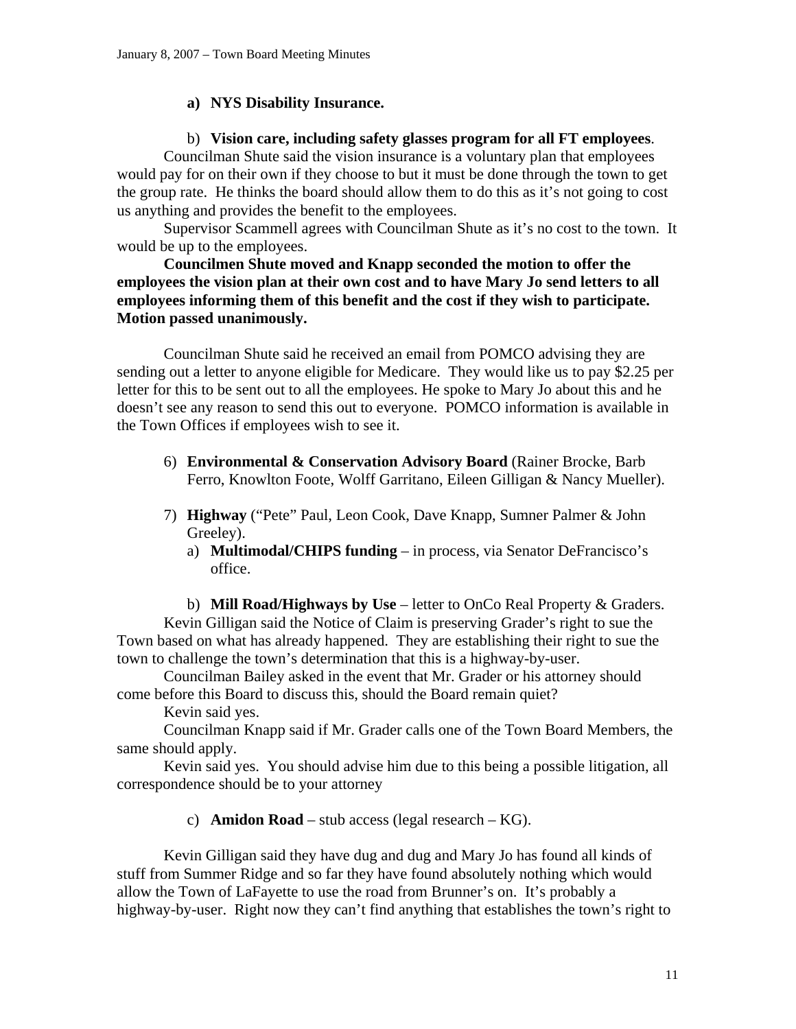**a) NYS Disability Insurance.**

b) **Vision care, including safety glasses program for all FT employees**.

Councilman Shute said the vision insurance is a voluntary plan that employees would pay for on their own if they choose to but it must be done through the town to get the group rate. He thinks the board should allow them to do this as it's not going to cost us anything and provides the benefit to the employees.

Supervisor Scammell agrees with Councilman Shute as it's no cost to the town. It would be up to the employees.

**Councilmen Shute moved and Knapp seconded the motion to offer the employees the vision plan at their own cost and to have Mary Jo send letters to all employees informing them of this benefit and the cost if they wish to participate. Motion passed unanimously.**

Councilman Shute said he received an email from POMCO advising they are sending out a letter to anyone eligible for Medicare. They would like us to pay $2.25 per letter for this to be sent out to all the employees. He spoke to Mary Jo about this and he doesn't see any reason to send this out to everyone. POMCO information is available in the Town Offices if employees wish to see it.

6) **Environmental & Conservation Advisory Board** (Rainer Brocke, Barb Ferro, Knowlton Foote, Wolff Garritano, Eileen Gilligan & Nancy Mueller).

7) **Highway** ("Pete" Paul, Leon Cook, Dave Knapp, Sumner Palmer & John Greeley).
   a) **Multimodal/CHIPS funding** – in process, via Senator DeFrancisco's office.

   b) **Mill Road/Highways by Use** – letter to OnCo Real Property & Graders.

Kevin Gilligan said the Notice of Claim is preserving Grader's right to sue the Town based on what has already happened. They are establishing their right to sue the town to challenge the town's determination that this is a highway-by-user.

Councilman Bailey asked in the event that Mr. Grader or his attorney should come before this Board to discuss this, should the Board remain quiet?

Kevin said yes.

Councilman Knapp said if Mr. Grader calls one of the Town Board Members, the same should apply.

Kevin said yes. You should advise him due to this being a possible litigation, all correspondence should be to your attorney

c) **Amidon Road** – stub access (legal research – KG).

Kevin Gilligan said they have dug and dug and Mary Jo has found all kinds of stuff from Summer Ridge and so far they have found absolutely nothing which would allow the Town of LaFayette to use the road from Brunner's on. It's probably a highway-by-user. Right now they can't find anything that establishes the town's right to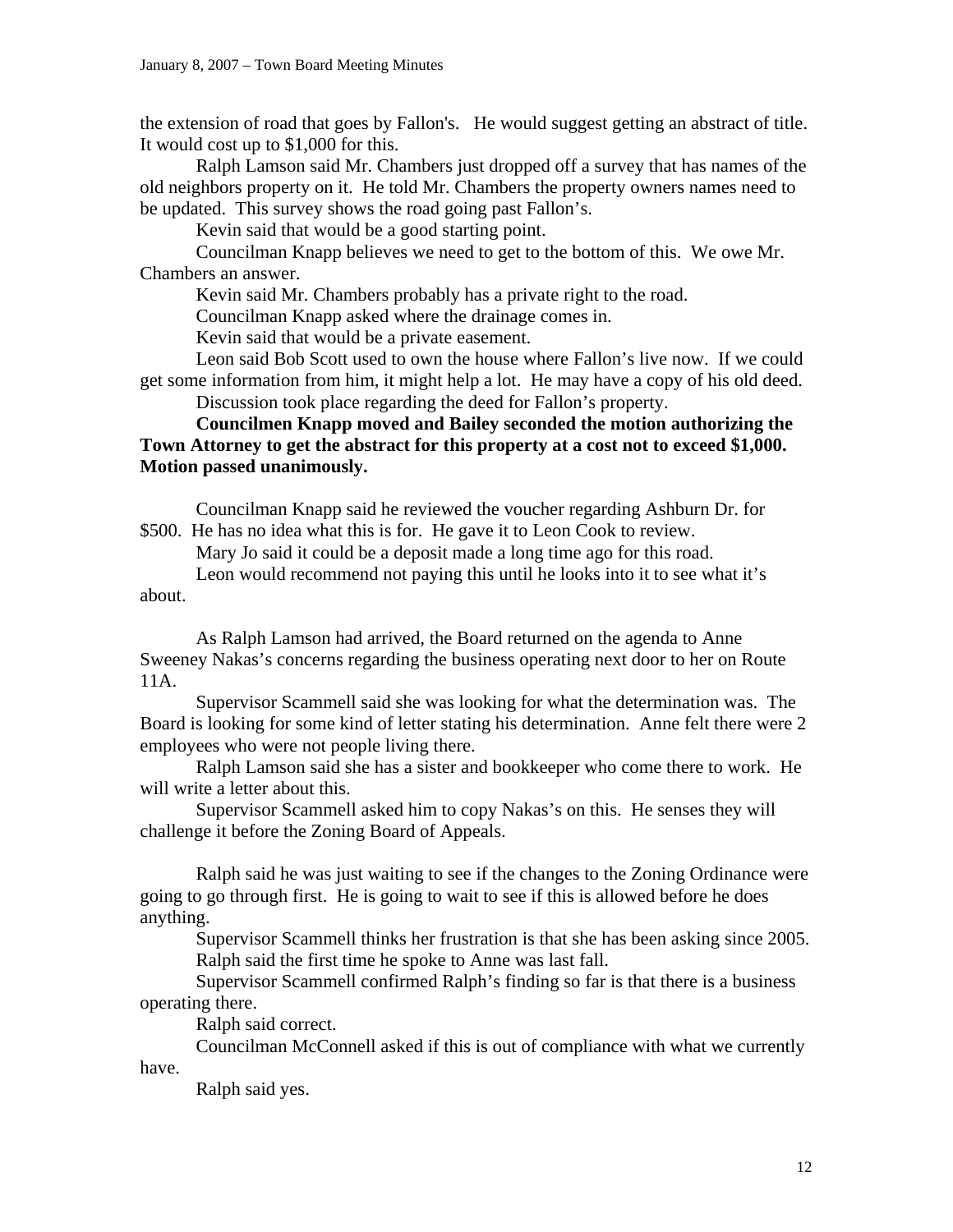the extension of road that goes by Fallon's. He would suggest getting an abstract of title. It would cost up to $1,000 for this.

Ralph Lamson said Mr. Chambers just dropped off a survey that has names of the old neighbors property on it. He told Mr. Chambers the property owners names need to be updated. This survey shows the road going past Fallon's.

Kevin said that would be a good starting point.

Councilman Knapp believes we need to get to the bottom of this. We owe Mr. Chambers an answer.

Kevin said Mr. Chambers probably has a private right to the road.

Councilman Knapp asked where the drainage comes in.

Kevin said that would be a private easement.

Leon said Bob Scott used to own the house where Fallon's live now. If we could get some information from him, it might help a lot. He may have a copy of his old deed.

Discussion took place regarding the deed for Fallon's property.

**Councilmen Knapp moved and Bailey seconded the motion authorizing the Town Attorney to get the abstract for this property at a cost not to exceed $1,000. Motion passed unanimously.**

Councilman Knapp said he reviewed the voucher regarding Ashburn Dr. for $500. He has no idea what this is for. He gave it to Leon Cook to review.

Mary Jo said it could be a deposit made a long time ago for this road.

Leon would recommend not paying this until he looks into it to see what it's about.

As Ralph Lamson had arrived, the Board returned on the agenda to Anne Sweeney Nakas's concerns regarding the business operating next door to her on Route 11A.

Supervisor Scammell said she was looking for what the determination was. The Board is looking for some kind of letter stating his determination. Anne felt there were 2 employees who were not people living there.

Ralph Lamson said she has a sister and bookkeeper who come there to work. He will write a letter about this.

Supervisor Scammell asked him to copy Nakas's on this. He senses they will challenge it before the Zoning Board of Appeals.

Ralph said he was just waiting to see if the changes to the Zoning Ordinance were going to go through first. He is going to wait to see if this is allowed before he does anything.

Supervisor Scammell thinks her frustration is that she has been asking since 2005.

Ralph said the first time he spoke to Anne was last fall.

Supervisor Scammell confirmed Ralph's finding so far is that there is a business operating there.

Ralph said correct.

Councilman McConnell asked if this is out of compliance with what we currently have.

Ralph said yes.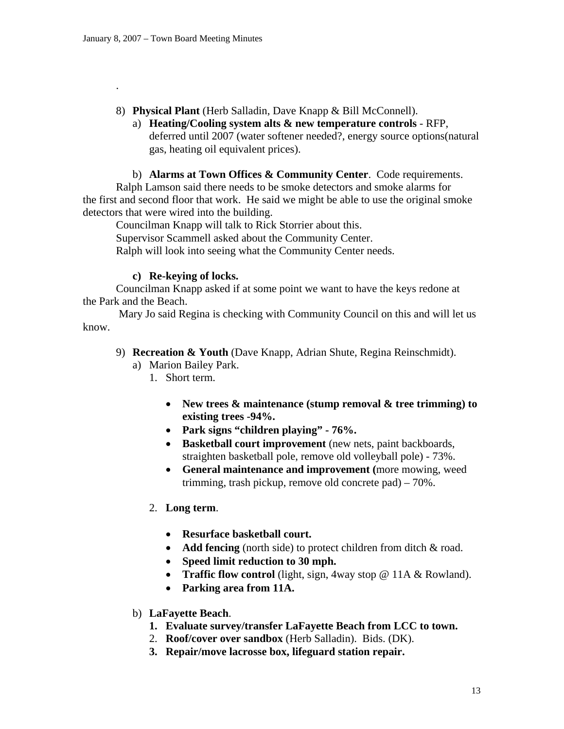.

8) **Physical Plant** (Herb Salladin, Dave Knapp & Bill McConnell).

   a) **Heating/Cooling system alts & new temperature controls** - RFP, deferred until 2007 (water softener needed?, energy source options(natural gas, heating oil equivalent prices).

   b) **Alarms at Town Offices & Community Center**. Code requirements.

Ralph Lamson said there needs to be smoke detectors and smoke alarms for the first and second floor that work. He said we might be able to use the original smoke detectors that were wired into the building.

Councilman Knapp will talk to Rick Storrier about this.

Supervisor Scammell asked about the Community Center.

Ralph will look into seeing what the Community Center needs.

   **c) Re-keying of locks.**

Councilman Knapp asked if at some point we want to have the keys redone at the Park and the Beach.

Mary Jo said Regina is checking with Community Council on this and will let us know.

9) **Recreation & Youth** (Dave Knapp, Adrian Shute, Regina Reinschmidt).

   a) Marion Bailey Park.

      1. Short term.

         - **New trees & maintenance (stump removal & tree trimming) to existing trees -94%.**
         - **Park signs "children playing" - 76%.**
         - **Basketball court improvement** (new nets, paint backboards, straighten basketball pole, remove old volleyball pole) - 73%.
         - **General maintenance and improvement (**more mowing, weed trimming, trash pickup, remove old concrete pad) – 70%.

      2. **Long term**.

         - **Resurface basketball court.**
         - **Add fencing** (north side) to protect children from ditch & road.
         - **Speed limit reduction to 30 mph.**
         - **Traffic flow control** (light, sign, 4way stop @ 11A & Rowland).
         - **Parking area from 11A.**

   b) **LaFayette Beach**.

      1. **Evaluate survey/transfer LaFayette Beach from LCC to town.**
      2. **Roof/cover over sandbox** (Herb Salladin). Bids. (DK).
      3. **Repair/move lacrosse box, lifeguard station repair.**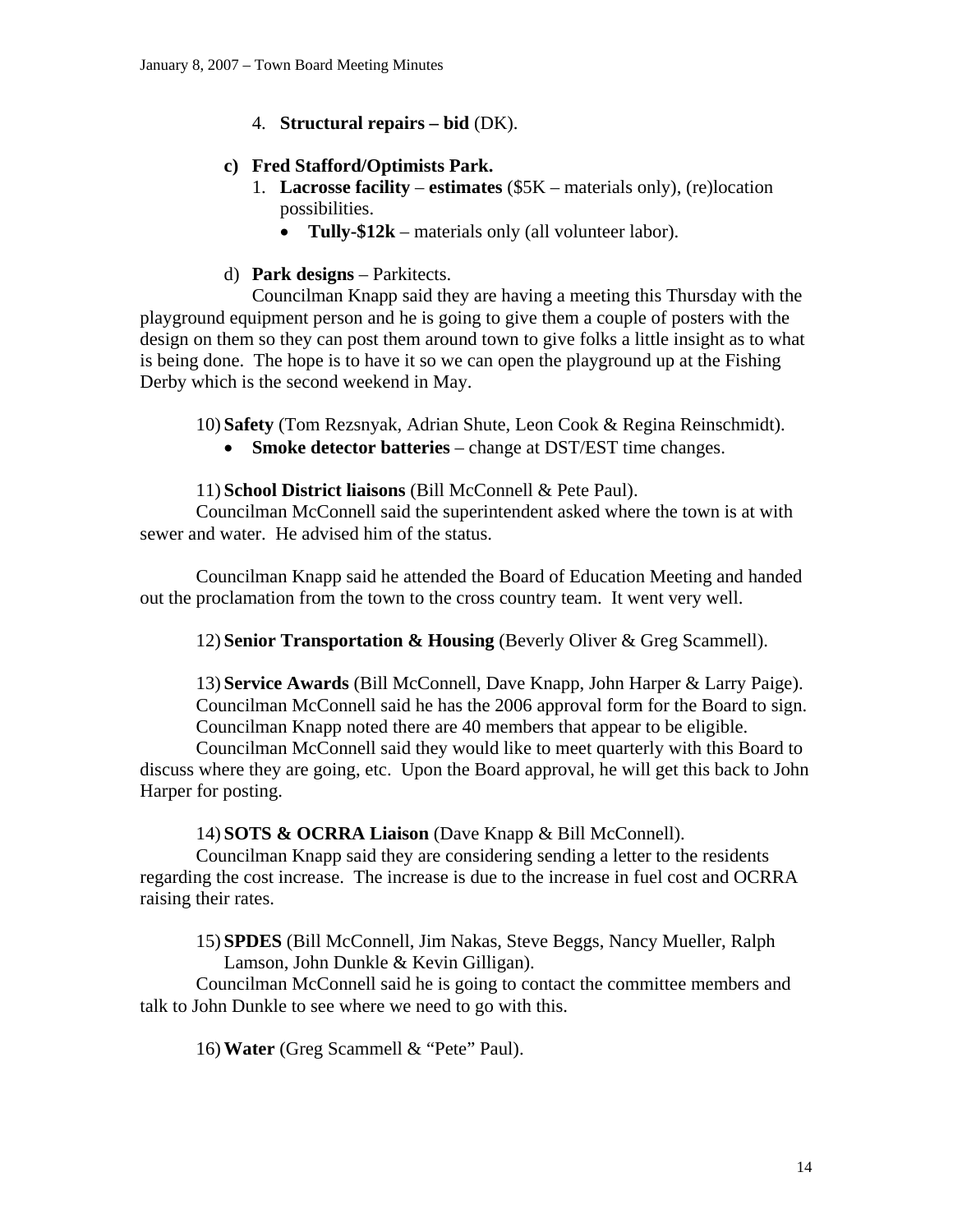4. **Structural repairs – bid** (DK).

**c) Fred Stafford/Optimists Park.**

1. **Lacrosse facility** – **estimates** ($5K – materials only), (re)location possibilities.
    - **Tully-$12k** – materials only (all volunteer labor).

d) **Park designs** – Parkitects.

Councilman Knapp said they are having a meeting this Thursday with the playground equipment person and he is going to give them a couple of posters with the design on them so they can post them around town to give folks a little insight as to what is being done. The hope is to have it so we can open the playground up at the Fishing Derby which is the second weekend in May.

10) **Safety** (Tom Rezsnyak, Adrian Shute, Leon Cook & Regina Reinschmidt).

- **Smoke detector batteries** – change at DST/EST time changes.

11) **School District liaisons** (Bill McConnell & Pete Paul).

Councilman McConnell said the superintendent asked where the town is at with sewer and water. He advised him of the status.

Councilman Knapp said he attended the Board of Education Meeting and handed out the proclamation from the town to the cross country team. It went very well.

12) **Senior Transportation & Housing** (Beverly Oliver & Greg Scammell).

13) **Service Awards** (Bill McConnell, Dave Knapp, John Harper & Larry Paige).

Councilman McConnell said he has the 2006 approval form for the Board to sign.

Councilman Knapp noted there are 40 members that appear to be eligible.

Councilman McConnell said they would like to meet quarterly with this Board to discuss where they are going, etc. Upon the Board approval, he will get this back to John Harper for posting.

14) **SOTS & OCRRA Liaison** (Dave Knapp & Bill McConnell).

Councilman Knapp said they are considering sending a letter to the residents regarding the cost increase. The increase is due to the increase in fuel cost and OCRRA raising their rates.

15) **SPDES** (Bill McConnell, Jim Nakas, Steve Beggs, Nancy Mueller, Ralph Lamson, John Dunkle & Kevin Gilligan).

Councilman McConnell said he is going to contact the committee members and talk to John Dunkle to see where we need to go with this.

16) **Water** (Greg Scammell & "Pete" Paul).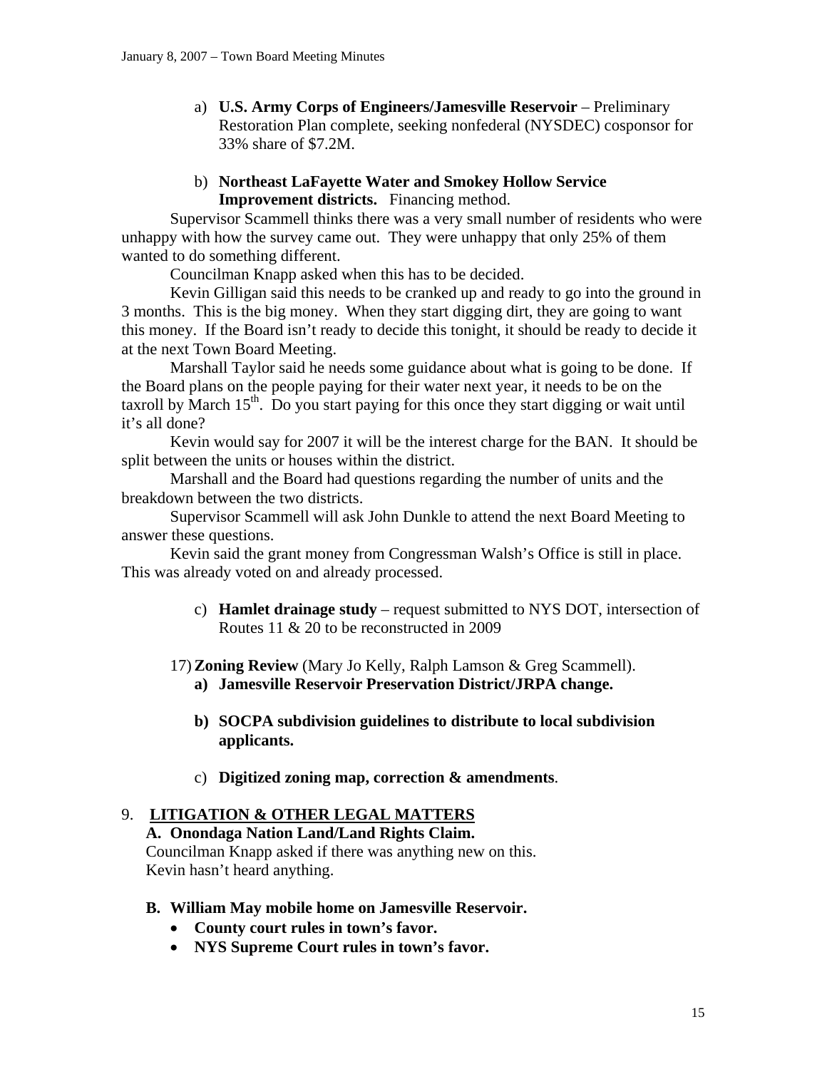a) **U.S. Army Corps of Engineers/Jamesville Reservoir** – Preliminary Restoration Plan complete, seeking nonfederal (NYSDEC) cosponsor for 33% share of $7.2M.

b) **Northeast LaFayette Water and Smokey Hollow Service Improvement districts.** Financing method.

Supervisor Scammell thinks there was a very small number of residents who were unhappy with how the survey came out. They were unhappy that only 25% of them wanted to do something different.

Councilman Knapp asked when this has to be decided.

Kevin Gilligan said this needs to be cranked up and ready to go into the ground in 3 months. This is the big money. When they start digging dirt, they are going to want this money. If the Board isn't ready to decide this tonight, it should be ready to decide it at the next Town Board Meeting.

Marshall Taylor said he needs some guidance about what is going to be done. If the Board plans on the people paying for their water next year, it needs to be on the taxroll by March 15th. Do you start paying for this once they start digging or wait until it's all done?

Kevin would say for 2007 it will be the interest charge for the BAN. It should be split between the units or houses within the district.

Marshall and the Board had questions regarding the number of units and the breakdown between the two districts.

Supervisor Scammell will ask John Dunkle to attend the next Board Meeting to answer these questions.

Kevin said the grant money from Congressman Walsh's Office is still in place. This was already voted on and already processed.

c) **Hamlet drainage study** – request submitted to NYS DOT, intersection of Routes 11 & 20 to be reconstructed in 2009

17) **Zoning Review** (Mary Jo Kelly, Ralph Lamson & Greg Scammell).

**a) Jamesville Reservoir Preservation District/JRPA change.**

**b) SOCPA subdivision guidelines to distribute to local subdivision applicants.**

c) **Digitized zoning map, correction & amendments**.

## 9. LITIGATION & OTHER LEGAL MATTERS

**A. Onondaga Nation Land/Land Rights Claim.**

Councilman Knapp asked if there was anything new on this.
Kevin hasn't heard anything.

**B. William May mobile home on Jamesville Reservoir.**

- **County court rules in town's favor.**
- **NYS Supreme Court rules in town's favor.**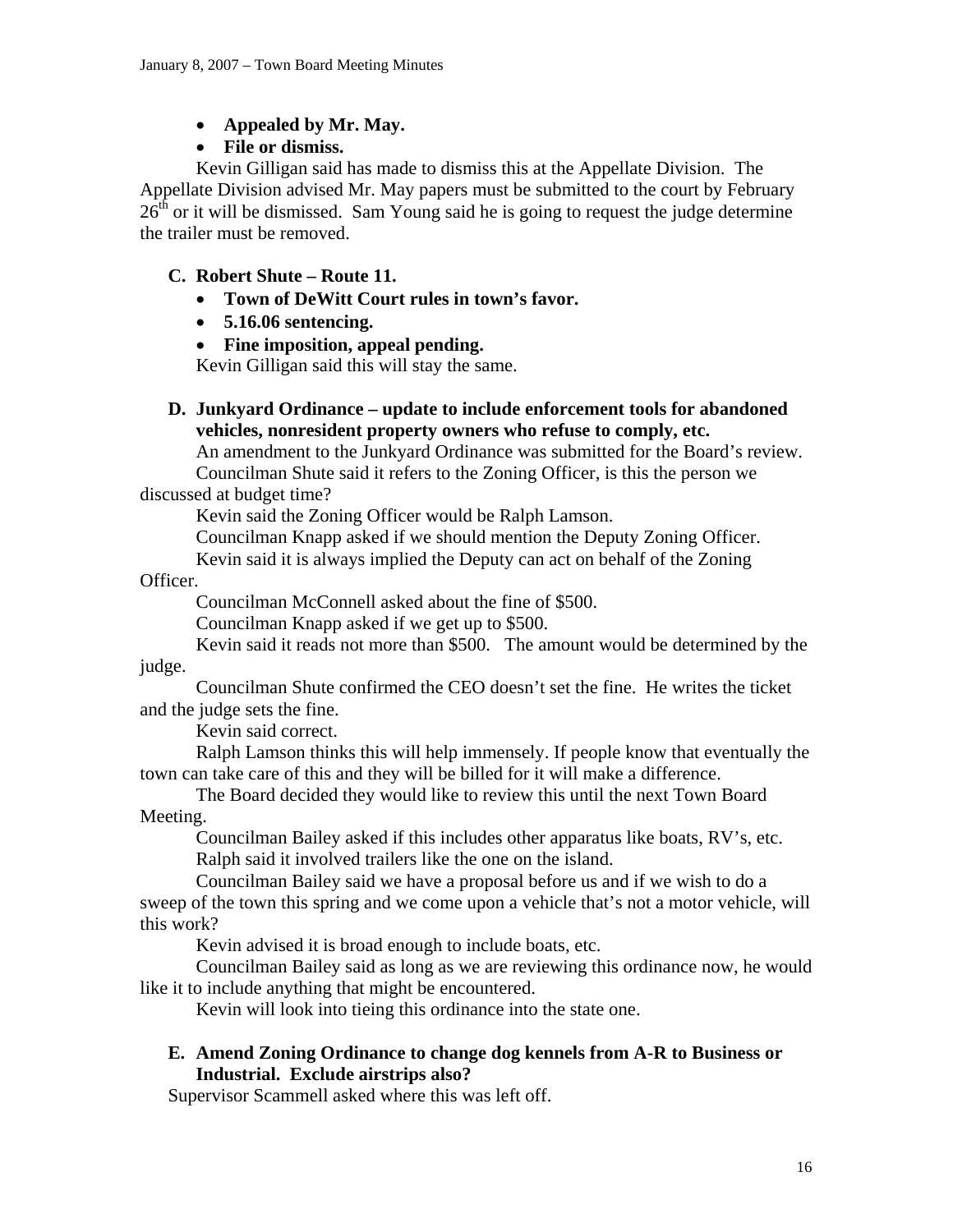- **Appealed by Mr. May.**
- **File or dismiss.**

Kevin Gilligan said has made to dismiss this at the Appellate Division. The Appellate Division advised Mr. May papers must be submitted to the court by February 26th or it will be dismissed. Sam Young said he is going to request the judge determine the trailer must be removed.

**C. Robert Shute – Route 11.**

- **Town of DeWitt Court rules in town's favor.**
- **5.16.06 sentencing.**
- **Fine imposition, appeal pending.**

Kevin Gilligan said this will stay the same.

**D. Junkyard Ordinance – update to include enforcement tools for abandoned vehicles, nonresident property owners who refuse to comply, etc.**

An amendment to the Junkyard Ordinance was submitted for the Board's review.

Councilman Shute said it refers to the Zoning Officer, is this the person we discussed at budget time?

Kevin said the Zoning Officer would be Ralph Lamson.

Councilman Knapp asked if we should mention the Deputy Zoning Officer.

Kevin said it is always implied the Deputy can act on behalf of the Zoning Officer.

Councilman McConnell asked about the fine of $500.

Councilman Knapp asked if we get up to $500.

Kevin said it reads not more than $500. The amount would be determined by the judge.

Councilman Shute confirmed the CEO doesn't set the fine. He writes the ticket and the judge sets the fine.

Kevin said correct.

Ralph Lamson thinks this will help immensely. If people know that eventually the town can take care of this and they will be billed for it will make a difference.

The Board decided they would like to review this until the next Town Board Meeting.

Councilman Bailey asked if this includes other apparatus like boats, RV's, etc.

Ralph said it involved trailers like the one on the island.

Councilman Bailey said we have a proposal before us and if we wish to do a sweep of the town this spring and we come upon a vehicle that's not a motor vehicle, will this work?

Kevin advised it is broad enough to include boats, etc.

Councilman Bailey said as long as we are reviewing this ordinance now, he would like it to include anything that might be encountered.

Kevin will look into tieing this ordinance into the state one.

**E. Amend Zoning Ordinance to change dog kennels from A-R to Business or Industrial. Exclude airstrips also?**

Supervisor Scammell asked where this was left off.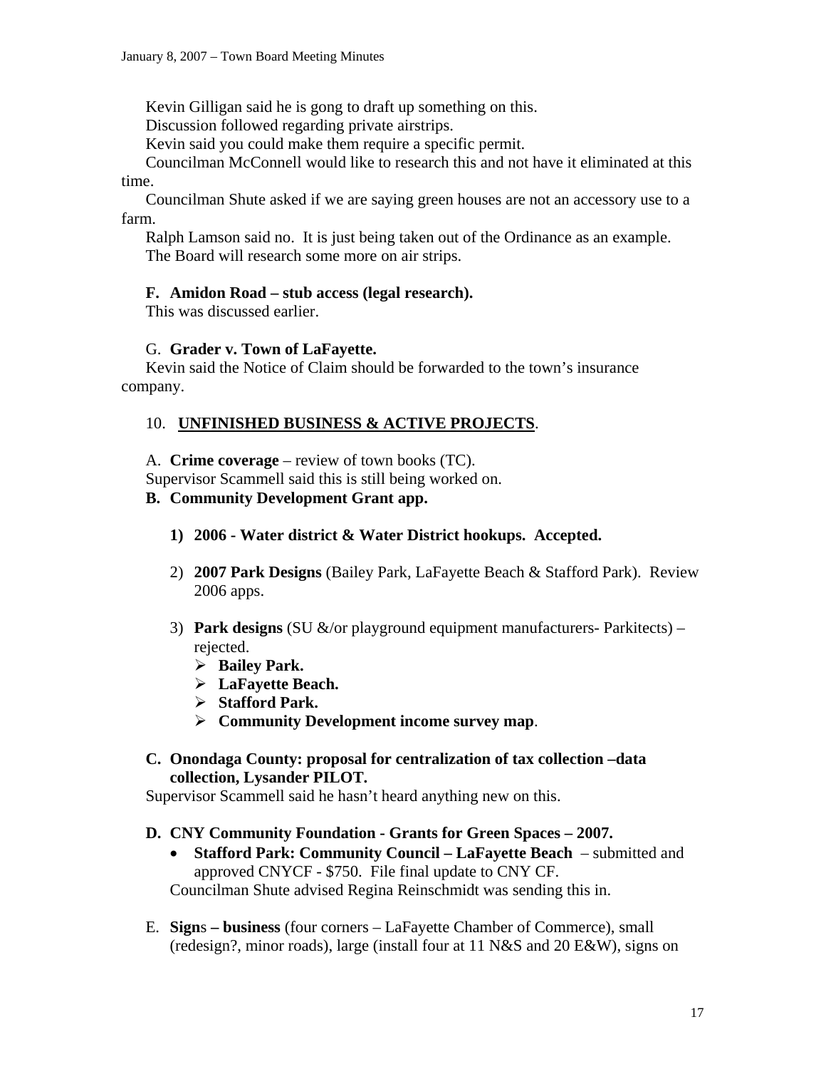Kevin Gilligan said he is gong to draft up something on this.

Discussion followed regarding private airstrips.

Kevin said you could make them require a specific permit.

Councilman McConnell would like to research this and not have it eliminated at this time.

Councilman Shute asked if we are saying green houses are not an accessory use to a farm.

Ralph Lamson said no. It is just being taken out of the Ordinance as an example.

The Board will research some more on air strips.

**F. Amidon Road – stub access (legal research).**

This was discussed earlier.

G. **Grader v. Town of LaFayette.**

Kevin said the Notice of Claim should be forwarded to the town's insurance company.

10. **UNFINISHED BUSINESS & ACTIVE PROJECTS**.

A. **Crime coverage** – review of town books (TC).

Supervisor Scammell said this is still being worked on.

**B. Community Development Grant app.**

1) **2006 - Water district & Water District hookups. Accepted.**

2) **2007 Park Designs** (Bailey Park, LaFayette Beach & Stafford Park). Review 2006 apps.

3) **Park designs** (SU &/or playground equipment manufacturers- Parkitects) – rejected.
   - **Bailey Park.**
   - **LaFayette Beach.**
   - **Stafford Park.**
   - **Community Development income survey map**.

**C. Onondaga County: proposal for centralization of tax collection –data collection, Lysander PILOT.**

Supervisor Scammell said he hasn't heard anything new on this.

**D. CNY Community Foundation - Grants for Green Spaces – 2007.**

- **Stafford Park: Community Council – LaFayette Beach** – submitted and approved CNYCF - $750. File final update to CNY CF.

Councilman Shute advised Regina Reinschmidt was sending this in.

E. **Sign**s **– business** (four corners – LaFayette Chamber of Commerce), small (redesign?, minor roads), large (install four at 11 N&S and 20 E&W), signs on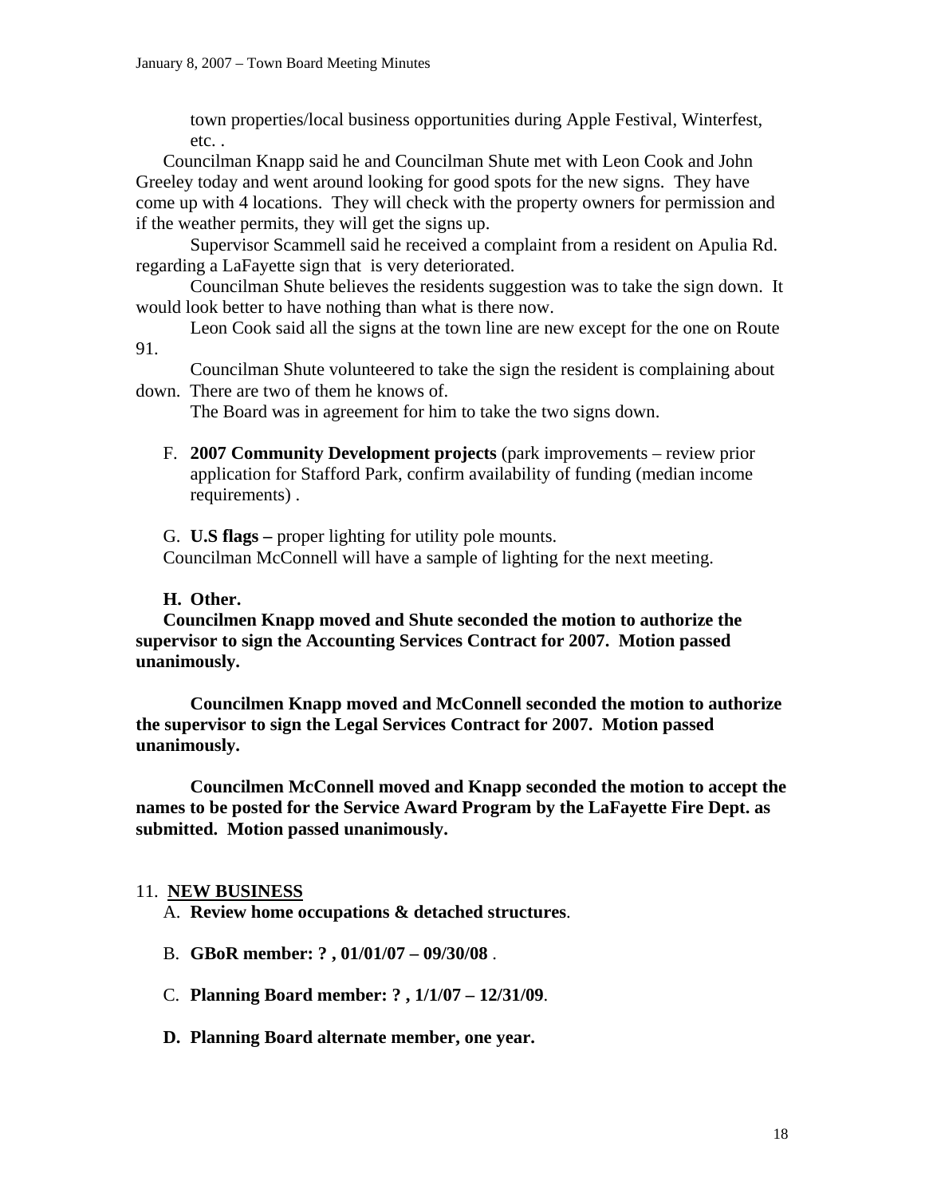town properties/local business opportunities during Apple Festival, Winterfest, etc. .

Councilman Knapp said he and Councilman Shute met with Leon Cook and John Greeley today and went around looking for good spots for the new signs. They have come up with 4 locations. They will check with the property owners for permission and if the weather permits, they will get the signs up.

Supervisor Scammell said he received a complaint from a resident on Apulia Rd. regarding a LaFayette sign that is very deteriorated.

Councilman Shute believes the residents suggestion was to take the sign down. It would look better to have nothing than what is there now.

Leon Cook said all the signs at the town line are new except for the one on Route 91.

Councilman Shute volunteered to take the sign the resident is complaining about down. There are two of them he knows of.

The Board was in agreement for him to take the two signs down.

F. **2007 Community Development projects** (park improvements – review prior application for Stafford Park, confirm availability of funding (median income requirements) .

G. **U.S flags –** proper lighting for utility pole mounts.
Councilman McConnell will have a sample of lighting for the next meeting.

**H. Other.**

**Councilmen Knapp moved and Shute seconded the motion to authorize the supervisor to sign the Accounting Services Contract for 2007. Motion passed unanimously.**

**Councilmen Knapp moved and McConnell seconded the motion to authorize the supervisor to sign the Legal Services Contract for 2007. Motion passed unanimously.**

**Councilmen McConnell moved and Knapp seconded the motion to accept the names to be posted for the Service Award Program by the LaFayette Fire Dept. as submitted. Motion passed unanimously.**

11. **NEW BUSINESS**

A. **Review home occupations & detached structures**.

B. **GBoR member: ? , 01/01/07 – 09/30/08** .

C. **Planning Board member: ? , 1/1/07 – 12/31/09**.

**D. Planning Board alternate member, one year.**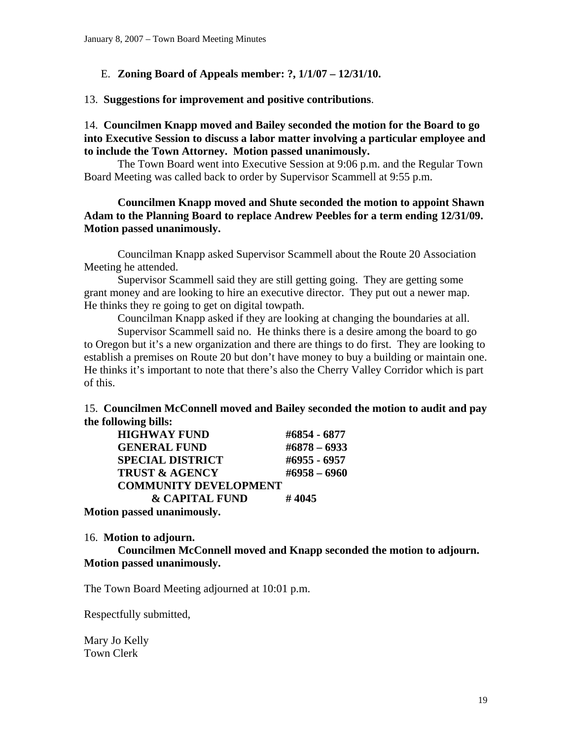E. **Zoning Board of Appeals member: ?, 1/1/07 – 12/31/10.**

13. **Suggestions for improvement and positive contributions**.

14. **Councilmen Knapp moved and Bailey seconded the motion for the Board to go into Executive Session to discuss a labor matter involving a particular employee and to include the Town Attorney. Motion passed unanimously.**

The Town Board went into Executive Session at 9:06 p.m. and the Regular Town Board Meeting was called back to order by Supervisor Scammell at 9:55 p.m.

**Councilmen Knapp moved and Shute seconded the motion to appoint Shawn Adam to the Planning Board to replace Andrew Peebles for a term ending 12/31/09. Motion passed unanimously.**

Councilman Knapp asked Supervisor Scammell about the Route 20 Association Meeting he attended.

Supervisor Scammell said they are still getting going. They are getting some grant money and are looking to hire an executive director. They put out a newer map. He thinks they re going to get on digital towpath.

Councilman Knapp asked if they are looking at changing the boundaries at all.

Supervisor Scammell said no. He thinks there is a desire among the board to go to Oregon but it's a new organization and there are things to do first. They are looking to establish a premises on Route 20 but don't have money to buy a building or maintain one. He thinks it's important to note that there's also the Cherry Valley Corridor which is part of this.

15. **Councilmen McConnell moved and Bailey seconded the motion to audit and pay the following bills:**

| | |
|---|---|
| **HIGHWAY FUND** | **#6854 - 6877** |
| **GENERAL FUND** | **#6878 – 6933** |
| **SPECIAL DISTRICT** | **#6955 - 6957** |
| **TRUST & AGENCY** | **#6958 – 6960** |
| **COMMUNITY DEVELOPMENT & CAPITAL FUND** | **# 4045** |

**Motion passed unanimously.**

16. **Motion to adjourn.**

**Councilmen McConnell moved and Knapp seconded the motion to adjourn. Motion passed unanimously.**

The Town Board Meeting adjourned at 10:01 p.m.

Respectfully submitted,

Mary Jo Kelly
Town Clerk